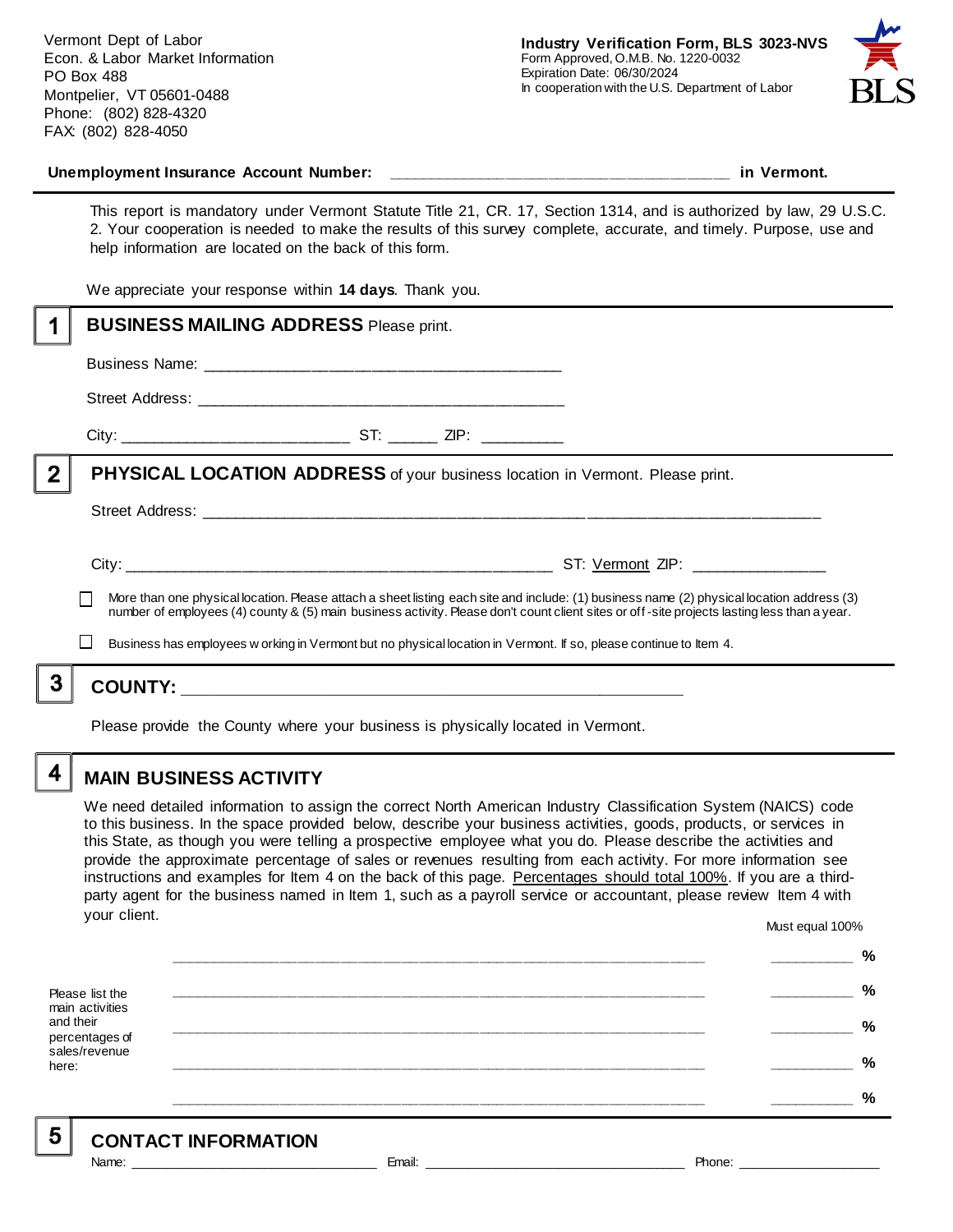Vermont Dept of Labor
Econ. & Labor Market Information
PO Box 488
Montpelier, VT 05601-0488
Phone: (802) 828-4320
FAX: (802) 828-4050

**Industry Verification Form, BLS 3023-NVS**
Form Approved, O.M.B. No. 1220-0032
Expiration Date: 06/30/2024
In cooperation with the U.S. Department of Labor

BLS

**Unemployment Insurance Account Number:** ______________________________________ **in Vermont.**

This report is mandatory under Vermont Statute Title 21, CR. 17, Section 1314, and is authorized by law, 29 U.S.C. 2. Your cooperation is needed to make the results of this survey complete, accurate, and timely. Purpose, use and help information are located on the back of this form.

We appreciate your response within **14 days**. Thank you.

## 1 BUSINESS MAILING ADDRESS Please print.

Business Name: ________________________________________

Street Address: ________________________________________

City: _________________________ ST: ______ ZIP: _________

## 2 PHYSICAL LOCATION ADDRESS of your business location in Vermont. Please print.

Street Address: ____________________________________________________________________

City: ______________________________________________ ST: Vermont ZIP: _______________

☐ More than one physical location. Please attach a sheet listing each site and include: (1) business name (2) physical location address (3) number of employees (4) county & (5) main business activity. Please don't count client sites or off-site projects lasting less than a year.

☐ Business has employees working in Vermont but no physical location in Vermont. If so, please continue to Item 4.

## 3 COUNTY: _______________________________________________________

Please provide the County where your business is physically located in Vermont.

## 4 MAIN BUSINESS ACTIVITY

We need detailed information to assign the correct North American Industry Classification System (NAICS) code to this business. In the space provided below, describe your business activities, goods, products, or services in this State, as though you were telling a prospective employee what you do. Please describe the activities and provide the approximate percentage of sales or revenues resulting from each activity. For more information see instructions and examples for Item 4 on the back of this page. Percentages should total 100%. If you are a third-party agent for the business named in Item 1, such as a payroll service or accountant, please review Item 4 with your client.

Please list the main activities and their percentages of sales/revenue here:

| | Must equal 100% |
|---|---|
| ____________________________________________________________ | __________ % |
| ____________________________________________________________ | __________ % |
| ____________________________________________________________ | __________ % |
| ____________________________________________________________ | __________ % |
| ____________________________________________________________ | __________ % |

## 5 CONTACT INFORMATION

Name: ______________________________ Email: ________________________________ Phone: __________________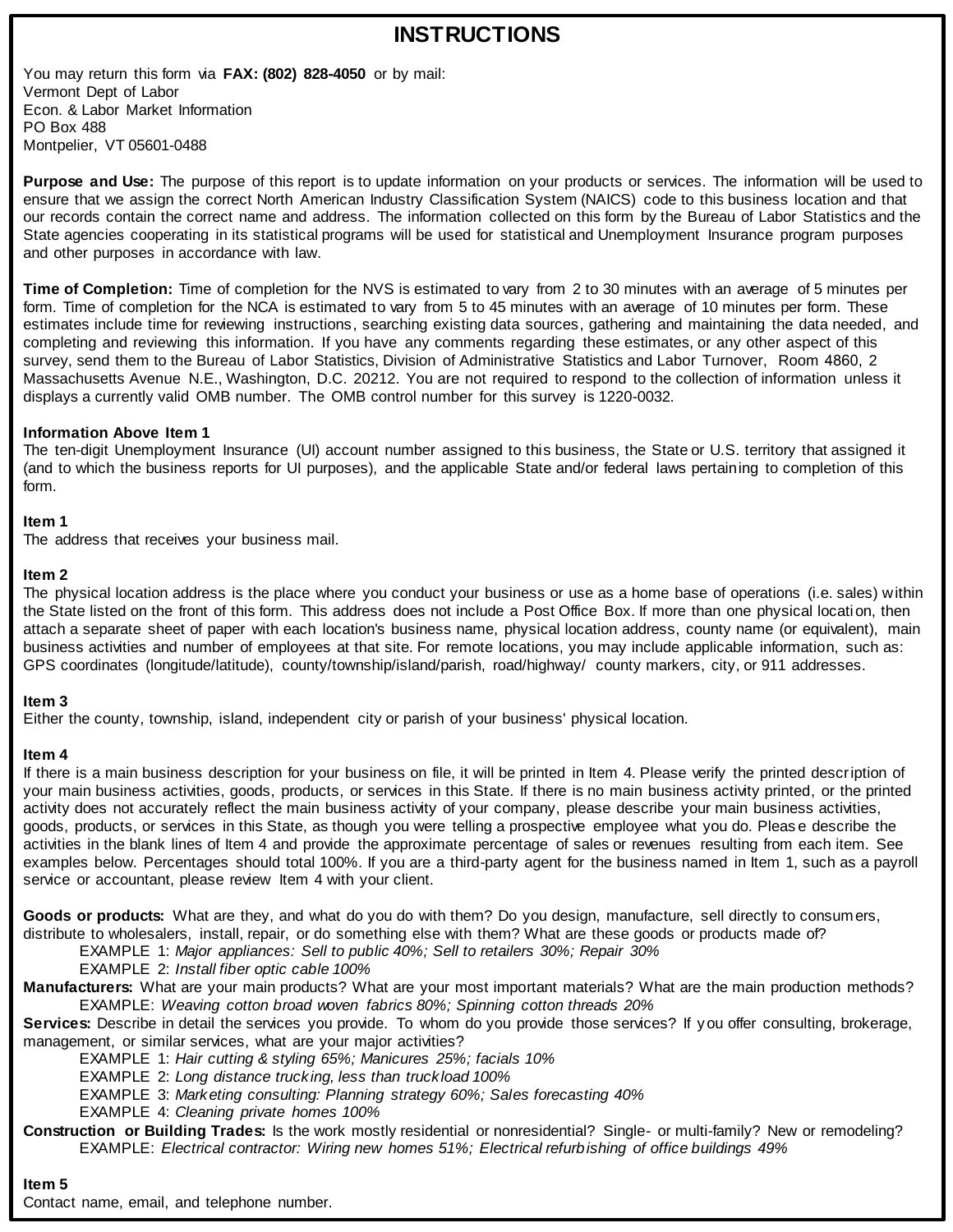# INSTRUCTIONS

You may return this form via **FAX: (802) 828-4050** or by mail:
Vermont Dept of Labor
Econ. & Labor Market Information
PO Box 488
Montpelier, VT 05601-0488

**Purpose and Use:** The purpose of this report is to update information on your products or services. The information will be used to ensure that we assign the correct North American Industry Classification System (NAICS) code to this business location and that our records contain the correct name and address. The information collected on this form by the Bureau of Labor Statistics and the State agencies cooperating in its statistical programs will be used for statistical and Unemployment Insurance program purposes and other purposes in accordance with law.

**Time of Completion:** Time of completion for the NVS is estimated to vary from 2 to 30 minutes with an average of 5 minutes per form. Time of completion for the NCA is estimated to vary from 5 to 45 minutes with an average of 10 minutes per form. These estimates include time for reviewing instructions, searching existing data sources, gathering and maintaining the data needed, and completing and reviewing this information. If you have any comments regarding these estimates, or any other aspect of this survey, send them to the Bureau of Labor Statistics, Division of Administrative Statistics and Labor Turnover, Room 4860, 2 Massachusetts Avenue N.E., Washington, D.C. 20212. You are not required to respond to the collection of information unless it displays a currently valid OMB number. The OMB control number for this survey is 1220-0032.

**Information Above Item 1**
The ten-digit Unemployment Insurance (UI) account number assigned to this business, the State or U.S. territory that assigned it (and to which the business reports for UI purposes), and the applicable State and/or federal laws pertaining to completion of this form.

**Item 1**
The address that receives your business mail.

**Item 2**
The physical location address is the place where you conduct your business or use as a home base of operations (i.e. sales) within the State listed on the front of this form. This address does not include a Post Office Box. If more than one physical location, then attach a separate sheet of paper with each location's business name, physical location address, county name (or equivalent), main business activities and number of employees at that site. For remote locations, you may include applicable information, such as: GPS coordinates (longitude/latitude), county/township/island/parish, road/highway/ county markers, city, or 911 addresses.

**Item 3**
Either the county, township, island, independent city or parish of your business' physical location.

**Item 4**
If there is a main business description for your business on file, it will be printed in Item 4. Please verify the printed description of your main business activities, goods, products, or services in this State. If there is no main business activity printed, or the printed activity does not accurately reflect the main business activity of your company, please describe your main business activities, goods, products, or services in this State, as though you were telling a prospective employee what you do. Please describe the activities in the blank lines of Item 4 and provide the approximate percentage of sales or revenues resulting from each item. See examples below. Percentages should total 100%. If you are a third-party agent for the business named in Item 1, such as a payroll service or accountant, please review Item 4 with your client.

**Goods or products:** What are they, and what do you do with them? Do you design, manufacture, sell directly to consumers, distribute to wholesalers, install, repair, or do something else with them? What are these goods or products made of?
EXAMPLE 1: *Major appliances: Sell to public 40%; Sell to retailers 30%; Repair 30%*
EXAMPLE 2: *Install fiber optic cable 100%*

**Manufacturers:** What are your main products? What are your most important materials? What are the main production methods?
EXAMPLE: *Weaving cotton broad woven fabrics 80%; Spinning cotton threads 20%*

**Services:** Describe in detail the services you provide. To whom do you provide those services? If you offer consulting, brokerage, management, or similar services, what are your major activities?
EXAMPLE 1: *Hair cutting & styling 65%; Manicures 25%; facials 10%*
EXAMPLE 2: *Long distance trucking, less than truckload 100%*
EXAMPLE 3: *Marketing consulting: Planning strategy 60%; Sales forecasting 40%*
EXAMPLE 4: *Cleaning private homes 100%*

**Construction or Building Trades:** Is the work mostly residential or nonresidential? Single- or multi-family? New or remodeling?
EXAMPLE: *Electrical contractor: Wiring new homes 51%; Electrical refurbishing of office buildings 49%*

**Item 5**
Contact name, email, and telephone number.